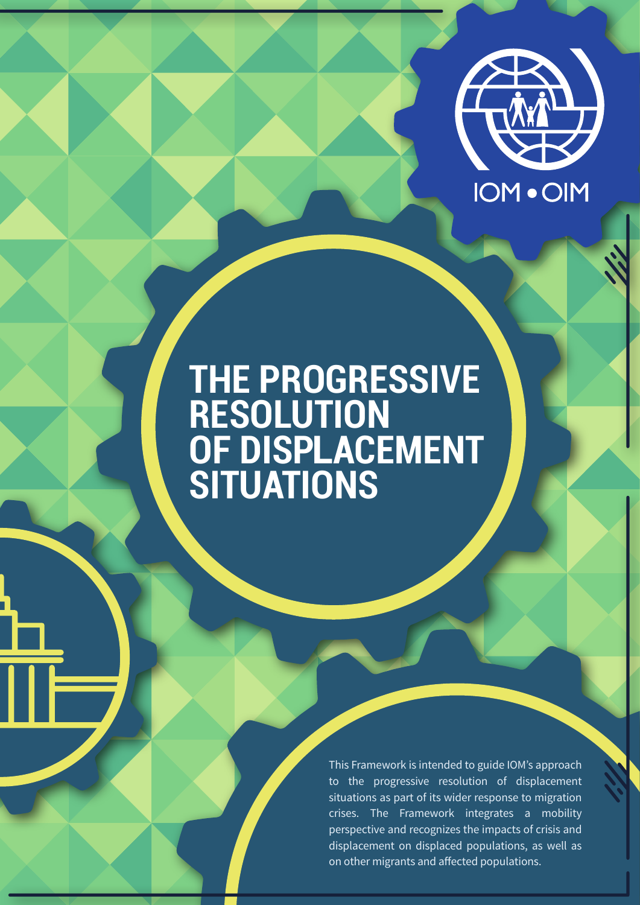IOM • OIM

# THE PROGRESSIVE RESOLUTION OF DISPLACEMENT SITUATIONS

This Framework is intended to guide IOM's approach to the progressive resolution of displacement situations as part of its wider response to migration crises. The Framework integrates a mobility perspective and recognizes the impacts of crisis and displacement on displaced populations, as well as on other migrants and affected populations.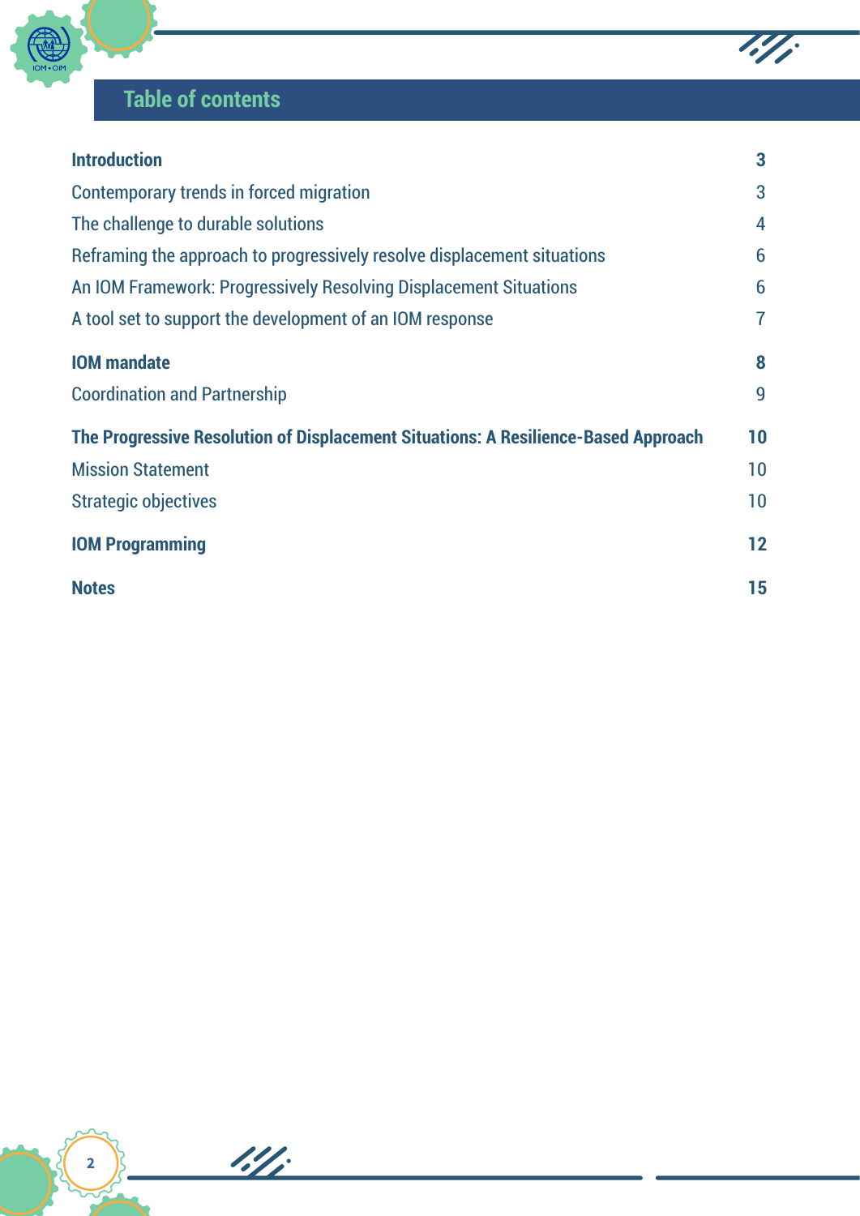# Table of contents

| | |
|---|---|
| **Introduction** | **3** |
| Contemporary trends in forced migration | 3 |
| The challenge to durable solutions | 4 |
| Reframing the approach to progressively resolve displacement situations | 6 |
| An IOM Framework: Progressively Resolving Displacement Situations | 6 |
| A tool set to support the development of an IOM response | 7 |
| **IOM mandate** | **8** |
| Coordination and Partnership | 9 |
| **The Progressive Resolution of Displacement Situations: A Resilience-Based Approach** | **10** |
| Mission Statement | 10 |
| Strategic objectives | 10 |
| **IOM Programming** | **12** |
| **Notes** | **15** |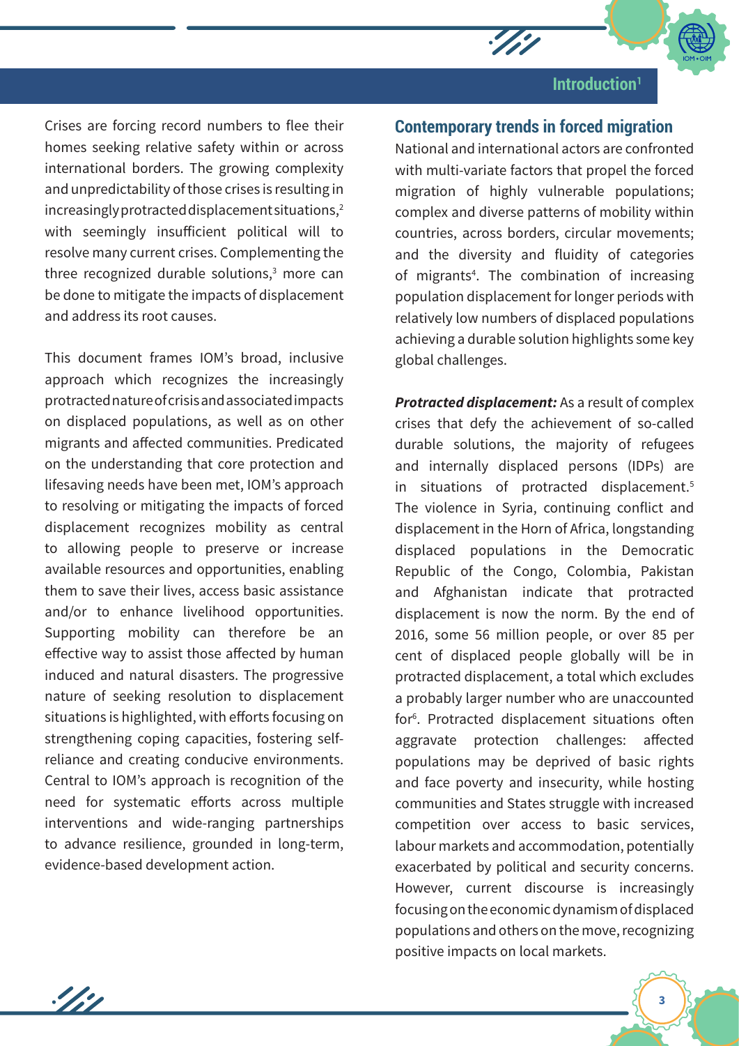# Introduction[1]

Crises are forcing record numbers to flee their homes seeking relative safety within or across international borders. The growing complexity and unpredictability of those crises is resulting in increasingly protracted displacement situations,[2] with seemingly insufficient political will to resolve many current crises. Complementing the three recognized durable solutions,[3] more can be done to mitigate the impacts of displacement and address its root causes.

This document frames IOM's broad, inclusive approach which recognizes the increasingly protracted nature of crisis and associated impacts on displaced populations, as well as on other migrants and affected communities. Predicated on the understanding that core protection and lifesaving needs have been met, IOM's approach to resolving or mitigating the impacts of forced displacement recognizes mobility as central to allowing people to preserve or increase available resources and opportunities, enabling them to save their lives, access basic assistance and/or to enhance livelihood opportunities. Supporting mobility can therefore be an effective way to assist those affected by human induced and natural disasters. The progressive nature of seeking resolution to displacement situations is highlighted, with efforts focusing on strengthening coping capacities, fostering self-reliance and creating conducive environments. Central to IOM's approach is recognition of the need for systematic efforts across multiple interventions and wide-ranging partnerships to advance resilience, grounded in long-term, evidence-based development action.

## Contemporary trends in forced migration

National and international actors are confronted with multi-variate factors that propel the forced migration of highly vulnerable populations; complex and diverse patterns of mobility within countries, across borders, circular movements; and the diversity and fluidity of categories of migrants[4]. The combination of increasing population displacement for longer periods with relatively low numbers of displaced populations achieving a durable solution highlights some key global challenges.

***Protracted displacement:*** As a result of complex crises that defy the achievement of so-called durable solutions, the majority of refugees and internally displaced persons (IDPs) are in situations of protracted displacement.[5] The violence in Syria, continuing conflict and displacement in the Horn of Africa, longstanding displaced populations in the Democratic Republic of the Congo, Colombia, Pakistan and Afghanistan indicate that protracted displacement is now the norm. By the end of 2016, some 56 million people, or over 85 per cent of displaced people globally will be in protracted displacement, a total which excludes a probably larger number who are unaccounted for[6]. Protracted displacement situations often aggravate protection challenges: affected populations may be deprived of basic rights and face poverty and insecurity, while hosting communities and States struggle with increased competition over access to basic services, labour markets and accommodation, potentially exacerbated by political and security concerns. However, current discourse is increasingly focusing on the economic dynamism of displaced populations and others on the move, recognizing positive impacts on local markets.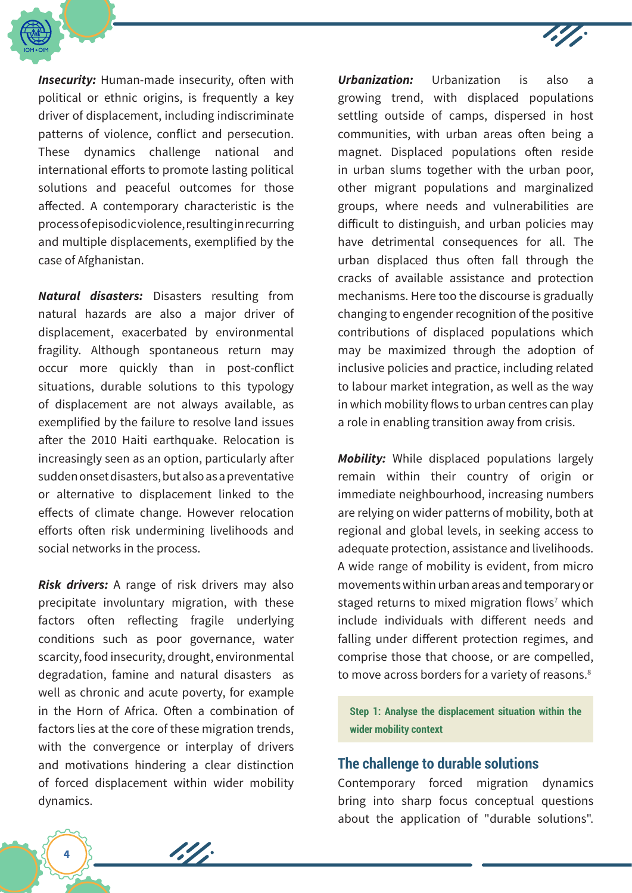***Insecurity:*** Human-made insecurity, often with political or ethnic origins, is frequently a key driver of displacement, including indiscriminate patterns of violence, conflict and persecution. These dynamics challenge national and international efforts to promote lasting political solutions and peaceful outcomes for those affected. A contemporary characteristic is the process of episodic violence, resulting in recurring and multiple displacements, exemplified by the case of Afghanistan.

***Natural disasters:*** Disasters resulting from natural hazards are also a major driver of displacement, exacerbated by environmental fragility. Although spontaneous return may occur more quickly than in post-conflict situations, durable solutions to this typology of displacement are not always available, as exemplified by the failure to resolve land issues after the 2010 Haiti earthquake. Relocation is increasingly seen as an option, particularly after sudden onset disasters, but also as a preventative or alternative to displacement linked to the effects of climate change. However relocation efforts often risk undermining livelihoods and social networks in the process.

***Risk drivers:*** A range of risk drivers may also precipitate involuntary migration, with these factors often reflecting fragile underlying conditions such as poor governance, water scarcity, food insecurity, drought, environmental degradation, famine and natural disasters as well as chronic and acute poverty, for example in the Horn of Africa. Often a combination of factors lies at the core of these migration trends, with the convergence or interplay of drivers and motivations hindering a clear distinction of forced displacement within wider mobility dynamics.

***Urbanization:*** Urbanization is also a growing trend, with displaced populations settling outside of camps, dispersed in host communities, with urban areas often being a magnet. Displaced populations often reside in urban slums together with the urban poor, other migrant populations and marginalized groups, where needs and vulnerabilities are difficult to distinguish, and urban policies may have detrimental consequences for all. The urban displaced thus often fall through the cracks of available assistance and protection mechanisms. Here too the discourse is gradually changing to engender recognition of the positive contributions of displaced populations which may be maximized through the adoption of inclusive policies and practice, including related to labour market integration, as well as the way in which mobility flows to urban centres can play a role in enabling transition away from crisis.

***Mobility:*** While displaced populations largely remain within their country of origin or immediate neighbourhood, increasing numbers are relying on wider patterns of mobility, both at regional and global levels, in seeking access to adequate protection, assistance and livelihoods. A wide range of mobility is evident, from micro movements within urban areas and temporary or staged returns to mixed migration flows[7] which include individuals with different needs and falling under different protection regimes, and comprise those that choose, or are compelled, to move across borders for a variety of reasons.[8]

**Step 1: Analyse the displacement situation within the wider mobility context**

## The challenge to durable solutions

Contemporary forced migration dynamics bring into sharp focus conceptual questions about the application of "durable solutions".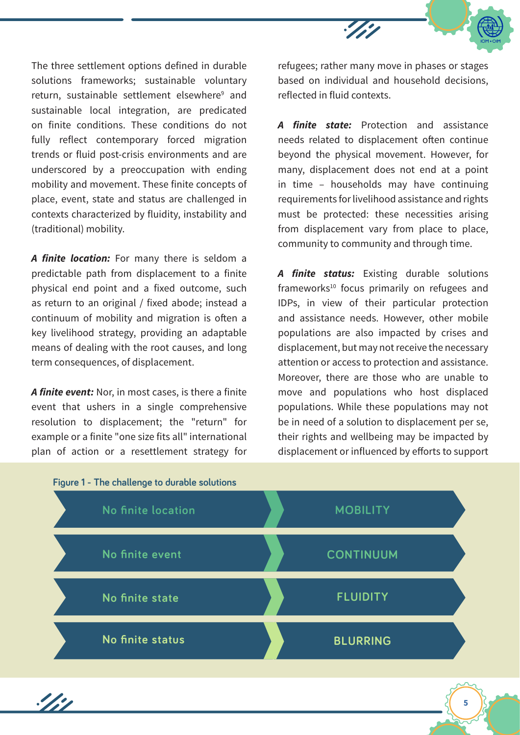The three settlement options defined in durable solutions frameworks; sustainable voluntary return, sustainable settlement elsewhere[9] and sustainable local integration, are predicated on finite conditions. These conditions do not fully reflect contemporary forced migration trends or fluid post-crisis environments and are underscored by a preoccupation with ending mobility and movement. These finite concepts of place, event, state and status are challenged in contexts characterized by fluidity, instability and (traditional) mobility.

***A finite location:*** For many there is seldom a predictable path from displacement to a finite physical end point and a fixed outcome, such as return to an original / fixed abode; instead a continuum of mobility and migration is often a key livelihood strategy, providing an adaptable means of dealing with the root causes, and long term consequences, of displacement.

***A finite event:*** Nor, in most cases, is there a finite event that ushers in a single comprehensive resolution to displacement; the "return" for example or a finite "one size fits all" international plan of action or a resettlement strategy for refugees; rather many move in phases or stages based on individual and household decisions, reflected in fluid contexts.

***A finite state:*** Protection and assistance needs related to displacement often continue beyond the physical movement. However, for many, displacement does not end at a point in time – households may have continuing requirements for livelihood assistance and rights must be protected: these necessities arising from displacement vary from place to place, community to community and through time.

***A finite status:*** Existing durable solutions frameworks[10] focus primarily on refugees and IDPs, in view of their particular protection and assistance needs. However, other mobile populations are also impacted by crises and displacement, but may not receive the necessary attention or access to protection and assistance. Moreover, there are those who are unable to move and populations who host displaced populations. While these populations may not be in need of a solution to displacement per se, their rights and wellbeing may be impacted by displacement or influenced by efforts to support

**Figure 1 - The challenge to durable solutions**

| | |
|---|---|
| No finite location | MOBILITY |
| No finite event | CONTINUUM |
| No finite state | FLUIDITY |
| No finite status | BLURRING |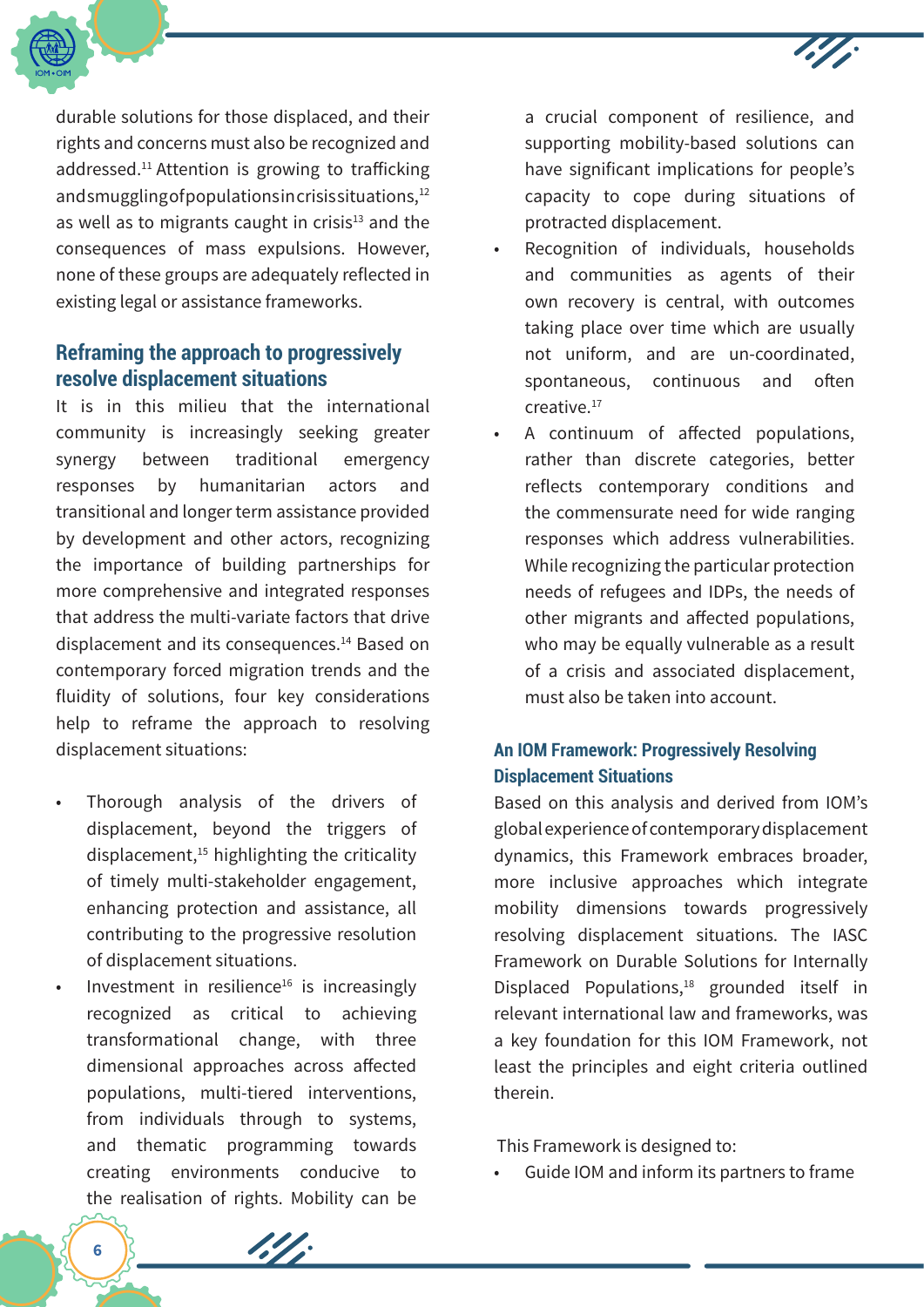durable solutions for those displaced, and their rights and concerns must also be recognized and addressed.[11] Attention is growing to trafficking and smuggling of populations in crisis situations,[12] as well as to migrants caught in crisis[13] and the consequences of mass expulsions. However, none of these groups are adequately reflected in existing legal or assistance frameworks.

## Reframing the approach to progressively resolve displacement situations

It is in this milieu that the international community is increasingly seeking greater synergy between traditional emergency responses by humanitarian actors and transitional and longer term assistance provided by development and other actors, recognizing the importance of building partnerships for more comprehensive and integrated responses that address the multi-variate factors that drive displacement and its consequences.[14] Based on contemporary forced migration trends and the fluidity of solutions, four key considerations help to reframe the approach to resolving displacement situations:

- Thorough analysis of the drivers of displacement, beyond the triggers of displacement,[15] highlighting the criticality of timely multi-stakeholder engagement, enhancing protection and assistance, all contributing to the progressive resolution of displacement situations.
- Investment in resilience[16] is increasingly recognized as critical to achieving transformational change, with three dimensional approaches across affected populations, multi-tiered interventions, from individuals through to systems, and thematic programming towards creating environments conducive to the realisation of rights. Mobility can be a crucial component of resilience, and supporting mobility-based solutions can have significant implications for people's capacity to cope during situations of protracted displacement.
- Recognition of individuals, households and communities as agents of their own recovery is central, with outcomes taking place over time which are usually not uniform, and are un-coordinated, spontaneous, continuous and often creative.[17]
- A continuum of affected populations, rather than discrete categories, better reflects contemporary conditions and the commensurate need for wide ranging responses which address vulnerabilities. While recognizing the particular protection needs of refugees and IDPs, the needs of other migrants and affected populations, who may be equally vulnerable as a result of a crisis and associated displacement, must also be taken into account.

## An IOM Framework: Progressively Resolving Displacement Situations

Based on this analysis and derived from IOM's global experience of contemporary displacement dynamics, this Framework embraces broader, more inclusive approaches which integrate mobility dimensions towards progressively resolving displacement situations. The IASC Framework on Durable Solutions for Internally Displaced Populations,[18] grounded itself in relevant international law and frameworks, was a key foundation for this IOM Framework, not least the principles and eight criteria outlined therein.

This Framework is designed to:

- Guide IOM and inform its partners to frame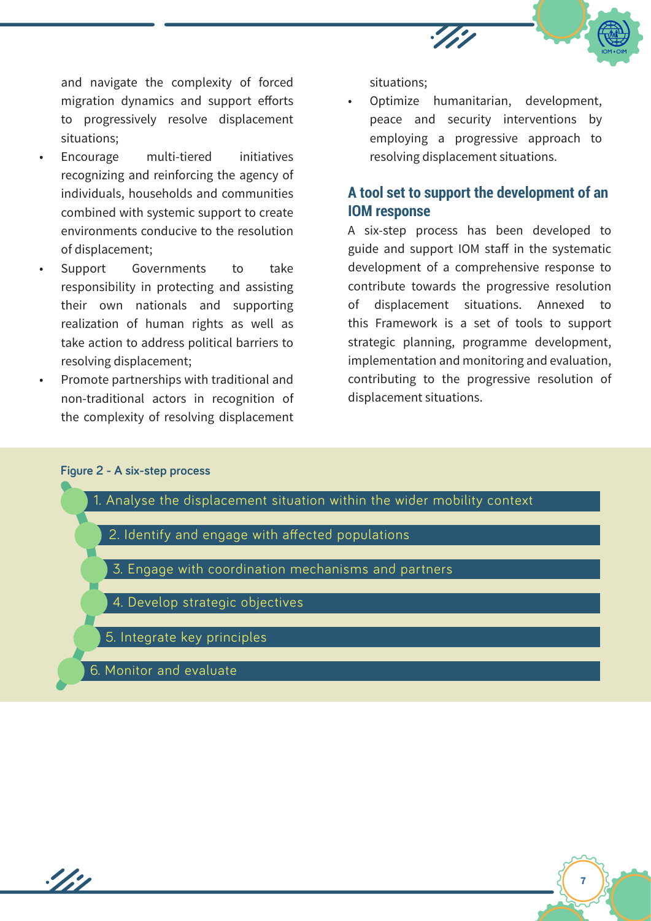and navigate the complexity of forced migration dynamics and support efforts to progressively resolve displacement situations;

- Encourage multi-tiered initiatives recognizing and reinforcing the agency of individuals, households and communities combined with systemic support to create environments conducive to the resolution of displacement;
- Support Governments to take responsibility in protecting and assisting their own nationals and supporting realization of human rights as well as take action to address political barriers to resolving displacement;
- Promote partnerships with traditional and non-traditional actors in recognition of the complexity of resolving displacement situations;
- Optimize humanitarian, development, peace and security interventions by employing a progressive approach to resolving displacement situations.

## A tool set to support the development of an IOM response

A six-step process has been developed to guide and support IOM staff in the systematic development of a comprehensive response to contribute towards the progressive resolution of displacement situations. Annexed to this Framework is a set of tools to support strategic planning, programme development, implementation and monitoring and evaluation, contributing to the progressive resolution of displacement situations.

**Figure 2 - A six-step process**

1. Analyse the displacement situation within the wider mobility context
2. Identify and engage with affected populations
3. Engage with coordination mechanisms and partners
4. Develop strategic objectives
5. Integrate key principles
6. Monitor and evaluate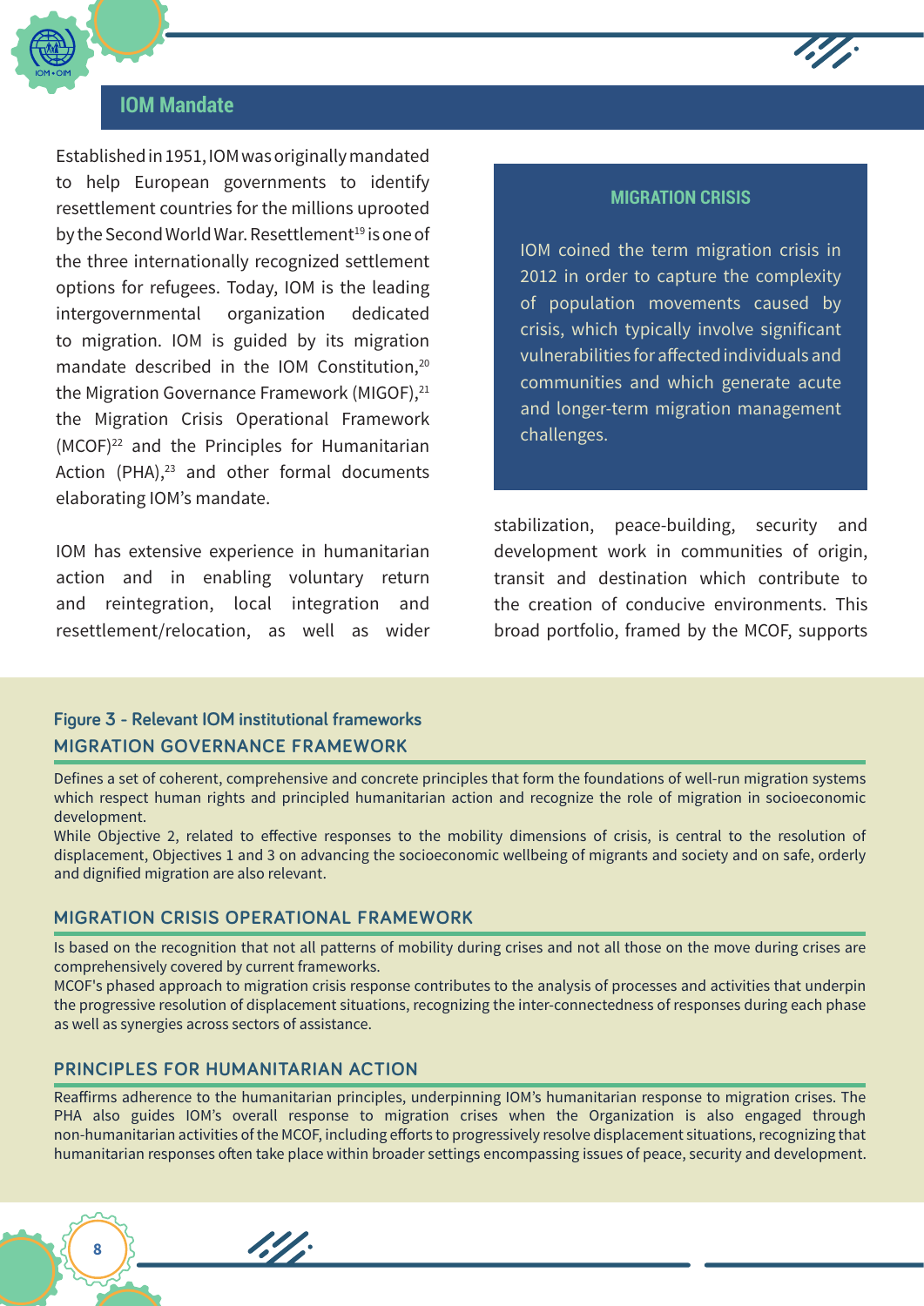## IOM Mandate

Established in 1951, IOM was originally mandated to help European governments to identify resettlement countries for the millions uprooted by the Second World War. Resettlement[19] is one of the three internationally recognized settlement options for refugees. Today, IOM is the leading intergovernmental organization dedicated to migration. IOM is guided by its migration mandate described in the IOM Constitution,[20] the Migration Governance Framework (MIGOF),[21] the Migration Crisis Operational Framework (MCOF)[22] and the Principles for Humanitarian Action (PHA),[23] and other formal documents elaborating IOM's mandate.

IOM has extensive experience in humanitarian action and in enabling voluntary return and reintegration, local integration and resettlement/relocation, as well as wider stabilization, peace-building, security and development work in communities of origin, transit and destination which contribute to the creation of conducive environments. This broad portfolio, framed by the MCOF, supports

> **MIGRATION CRISIS**
>
> IOM coined the term migration crisis in 2012 in order to capture the complexity of population movements caused by crisis, which typically involve significant vulnerabilities for affected individuals and communities and which generate acute and longer-term migration management challenges.

**Figure 3 - Relevant IOM institutional frameworks**

### MIGRATION GOVERNANCE FRAMEWORK

Defines a set of coherent, comprehensive and concrete principles that form the foundations of well-run migration systems which respect human rights and principled humanitarian action and recognize the role of migration in socioeconomic development.
While Objective 2, related to effective responses to the mobility dimensions of crisis, is central to the resolution of displacement, Objectives 1 and 3 on advancing the socioeconomic wellbeing of migrants and society and on safe, orderly and dignified migration are also relevant.

### MIGRATION CRISIS OPERATIONAL FRAMEWORK

Is based on the recognition that not all patterns of mobility during crises and not all those on the move during crises are comprehensively covered by current frameworks.
MCOF's phased approach to migration crisis response contributes to the analysis of processes and activities that underpin the progressive resolution of displacement situations, recognizing the inter-connectedness of responses during each phase as well as synergies across sectors of assistance.

### PRINCIPLES FOR HUMANITARIAN ACTION

Reaffirms adherence to the humanitarian principles, underpinning IOM's humanitarian response to migration crises. The PHA also guides IOM's overall response to migration crises when the Organization is also engaged through non-humanitarian activities of the MCOF, including efforts to progressively resolve displacement situations, recognizing that humanitarian responses often take place within broader settings encompassing issues of peace, security and development.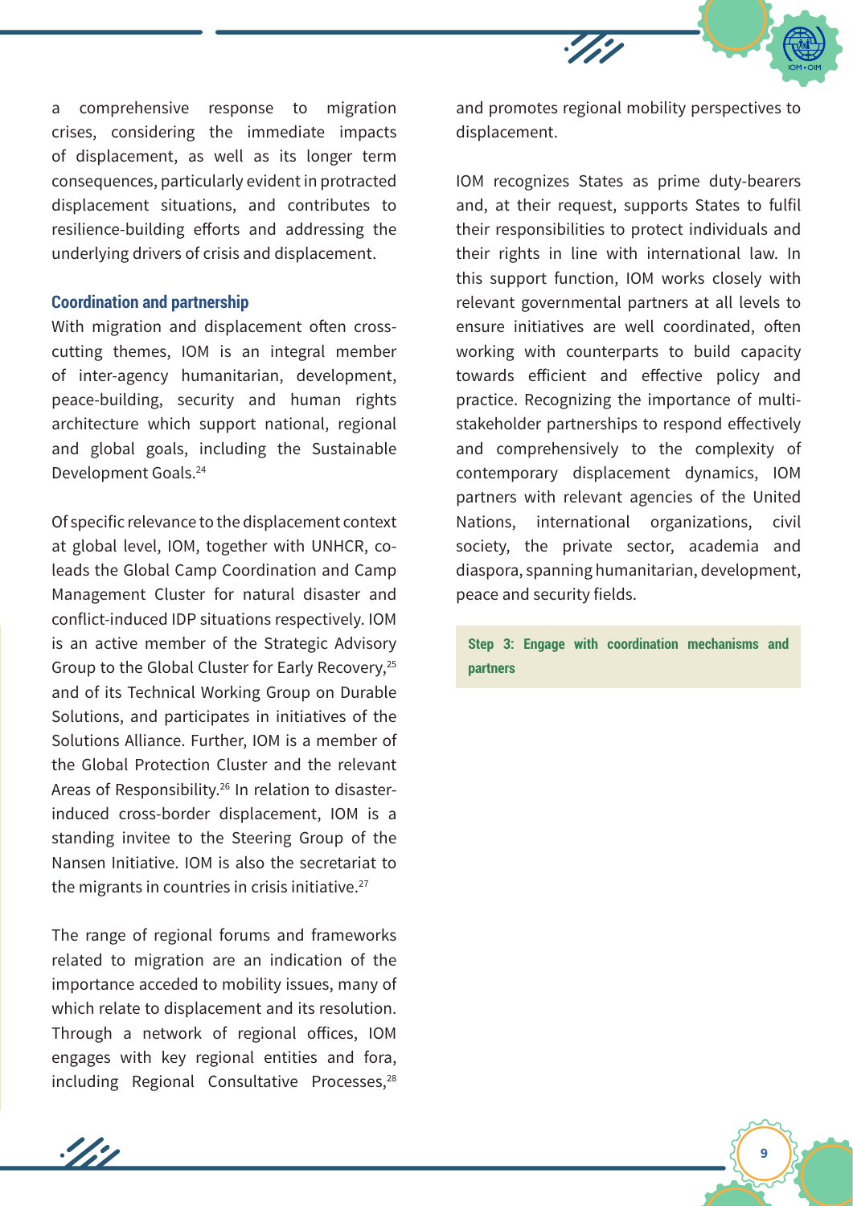a comprehensive response to migration crises, considering the immediate impacts of displacement, as well as its longer term consequences, particularly evident in protracted displacement situations, and contributes to resilience-building efforts and addressing the underlying drivers of crisis and displacement.

### Coordination and partnership

With migration and displacement often cross-cutting themes, IOM is an integral member of inter-agency humanitarian, development, peace-building, security and human rights architecture which support national, regional and global goals, including the Sustainable Development Goals.[24]

Of specific relevance to the displacement context at global level, IOM, together with UNHCR, co-leads the Global Camp Coordination and Camp Management Cluster for natural disaster and conflict-induced IDP situations respectively. IOM is an active member of the Strategic Advisory Group to the Global Cluster for Early Recovery,[25] and of its Technical Working Group on Durable Solutions, and participates in initiatives of the Solutions Alliance. Further, IOM is a member of the Global Protection Cluster and the relevant Areas of Responsibility.[26] In relation to disaster-induced cross-border displacement, IOM is a standing invitee to the Steering Group of the Nansen Initiative. IOM is also the secretariat to the migrants in countries in crisis initiative.[27]

The range of regional forums and frameworks related to migration are an indication of the importance acceded to mobility issues, many of which relate to displacement and its resolution. Through a network of regional offices, IOM engages with key regional entities and fora, including Regional Consultative Processes,[28] and promotes regional mobility perspectives to displacement.

IOM recognizes States as prime duty-bearers and, at their request, supports States to fulfil their responsibilities to protect individuals and their rights in line with international law. In this support function, IOM works closely with relevant governmental partners at all levels to ensure initiatives are well coordinated, often working with counterparts to build capacity towards efficient and effective policy and practice. Recognizing the importance of multi-stakeholder partnerships to respond effectively and comprehensively to the complexity of contemporary displacement dynamics, IOM partners with relevant agencies of the United Nations, international organizations, civil society, the private sector, academia and diaspora, spanning humanitarian, development, peace and security fields.

**Step 3: Engage with coordination mechanisms and partners**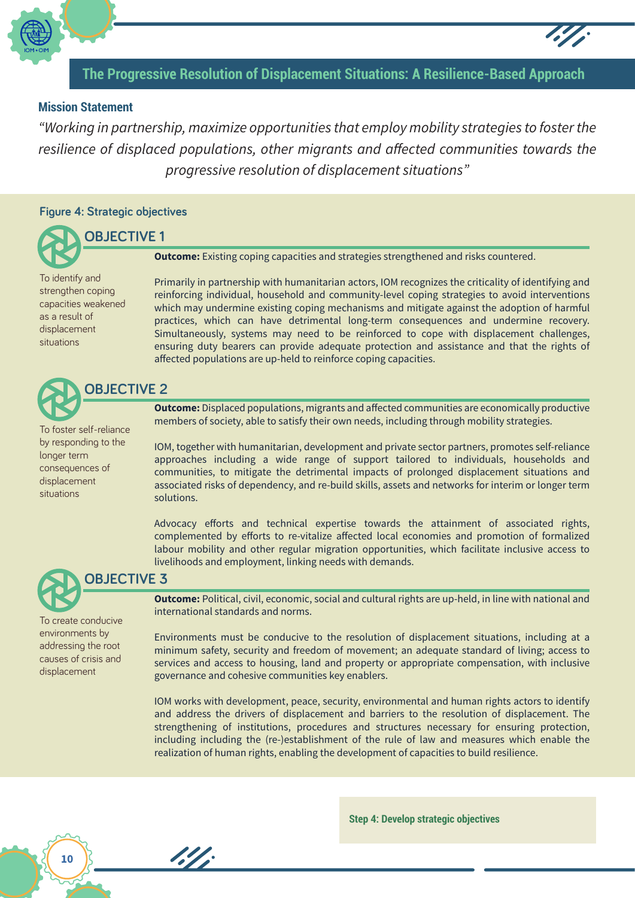## The Progressive Resolution of Displacement Situations: A Resilience-Based Approach

### Mission Statement

*"Working in partnership, maximize opportunities that employ mobility strategies to foster the resilience of displaced populations, other migrants and affected communities towards the progressive resolution of displacement situations"*

**Figure 4: Strategic objectives**

### OBJECTIVE 1

To identify and strengthen coping capacities weakened as a result of displacement situations

**Outcome:** Existing coping capacities and strategies strengthened and risks countered.

Primarily in partnership with humanitarian actors, IOM recognizes the criticality of identifying and reinforcing individual, household and community-level coping strategies to avoid interventions which may undermine existing coping mechanisms and mitigate against the adoption of harmful practices, which can have detrimental long-term consequences and undermine recovery. Simultaneously, systems may need to be reinforced to cope with displacement challenges, ensuring duty bearers can provide adequate protection and assistance and that the rights of affected populations are up-held to reinforce coping capacities.

### OBJECTIVE 2

To foster self-reliance by responding to the longer term consequences of displacement situations

**Outcome:** Displaced populations, migrants and affected communities are economically productive members of society, able to satisfy their own needs, including through mobility strategies.

IOM, together with humanitarian, development and private sector partners, promotes self-reliance approaches including a wide range of support tailored to individuals, households and communities, to mitigate the detrimental impacts of prolonged displacement situations and associated risks of dependency, and re-build skills, assets and networks for interim or longer term solutions.

Advocacy efforts and technical expertise towards the attainment of associated rights, complemented by efforts to re-vitalize affected local economies and promotion of formalized labour mobility and other regular migration opportunities, which facilitate inclusive access to livelihoods and employment, linking needs with demands.

### OBJECTIVE 3

To create conducive environments by addressing the root causes of crisis and displacement

**Outcome:** Political, civil, economic, social and cultural rights are up-held, in line with national and international standards and norms.

Environments must be conducive to the resolution of displacement situations, including at a minimum safety, security and freedom of movement; an adequate standard of living; access to services and access to housing, land and property or appropriate compensation, with inclusive governance and cohesive communities key enablers.

IOM works with development, peace, security, environmental and human rights actors to identify and address the drivers of displacement and barriers to the resolution of displacement. The strengthening of institutions, procedures and structures necessary for ensuring protection, including including the (re-)establishment of the rule of law and measures which enable the realization of human rights, enabling the development of capacities to build resilience.

**Step 4: Develop strategic objectives**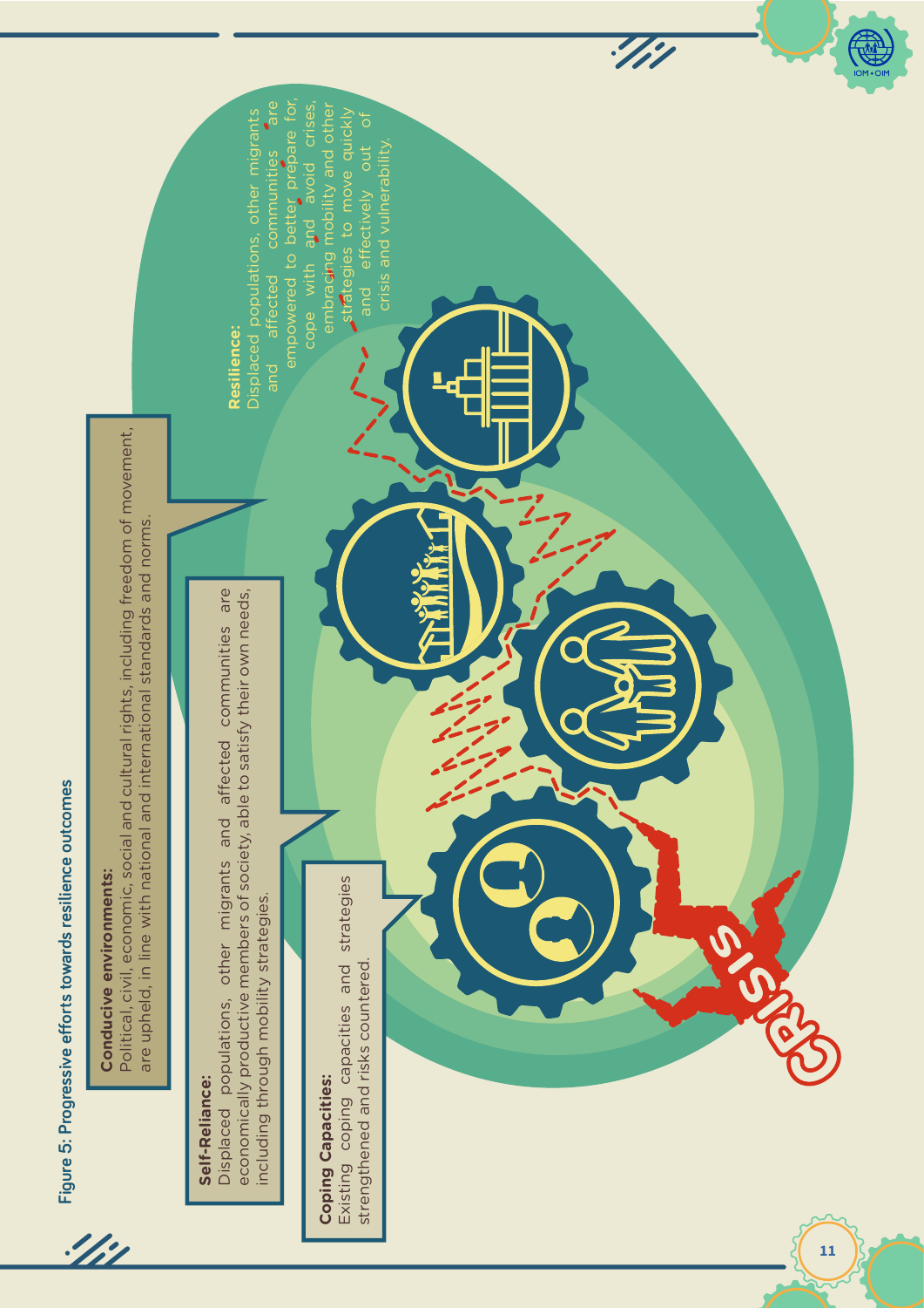Figure 5: Progressive efforts towards resilience outcomes

**Conducive environments:**
Political, civil, economic, social and cultural rights, including freedom of movement, are upheld, in line with national and international standards and norms.

**Self-Reliance:**
Displaced populations, other migrants and affected communities are economically productive members of society, able to satisfy their own needs, including through mobility strategies.

**Coping Capacities:**
Existing coping capacities and strategies strengthened and risks countered.

**Resilience:**
Displaced populations, other migrants and affected communities are empowered to better prepare for, cope with and avoid crises, embracing mobility and other strategies to move quickly and effectively out of crisis and vulnerability.

CRISIS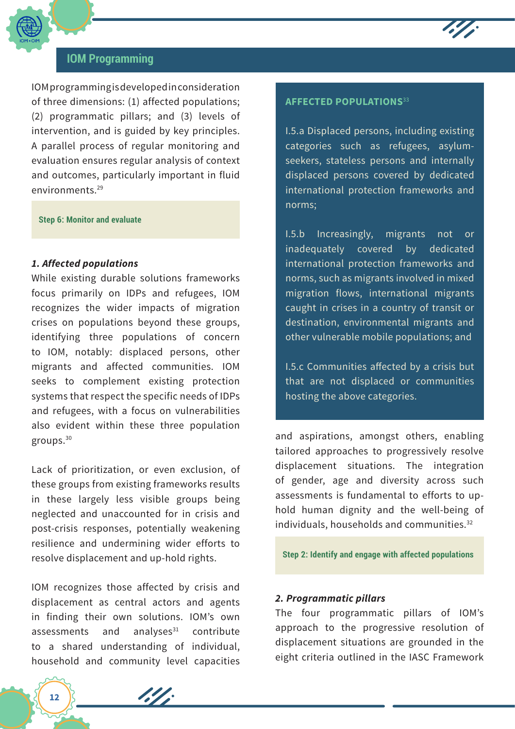## IOM Programming

IOM programming is developed in consideration of three dimensions: (1) affected populations; (2) programmatic pillars; and (3) levels of intervention, and is guided by key principles. A parallel process of regular monitoring and evaluation ensures regular analysis of context and outcomes, particularly important in fluid environments.[29]

**Step 6: Monitor and evaluate**

***1. Affected populations***

While existing durable solutions frameworks focus primarily on IDPs and refugees, IOM recognizes the wider impacts of migration crises on populations beyond these groups, identifying three populations of concern to IOM, notably: displaced persons, other migrants and affected communities. IOM seeks to complement existing protection systems that respect the specific needs of IDPs and refugees, with a focus on vulnerabilities also evident within these three population groups.[30]

Lack of prioritization, or even exclusion, of these groups from existing frameworks results in these largely less visible groups being neglected and unaccounted for in crisis and post-crisis responses, potentially weakening resilience and undermining wider efforts to resolve displacement and up-hold rights.

IOM recognizes those affected by crisis and displacement as central actors and agents in finding their own solutions. IOM's own assessments and analyses[31] contribute to a shared understanding of individual, household and community level capacities and aspirations, amongst others, enabling tailored approaches to progressively resolve displacement situations. The integration of gender, age and diversity across such assessments is fundamental to efforts to up-hold human dignity and the well-being of individuals, households and communities.[32]

**AFFECTED POPULATIONS[33]**

I.5.a Displaced persons, including existing categories such as refugees, asylum-seekers, stateless persons and internally displaced persons covered by dedicated international protection frameworks and norms;

I.5.b Increasingly, migrants not or inadequately covered by dedicated international protection frameworks and norms, such as migrants involved in mixed migration flows, international migrants caught in crises in a country of transit or destination, environmental migrants and other vulnerable mobile populations; and

I.5.c Communities affected by a crisis but that are not displaced or communities hosting the above categories.

**Step 2: Identify and engage with affected populations**

***2. Programmatic pillars***

The four programmatic pillars of IOM's approach to the progressive resolution of displacement situations are grounded in the eight criteria outlined in the IASC Framework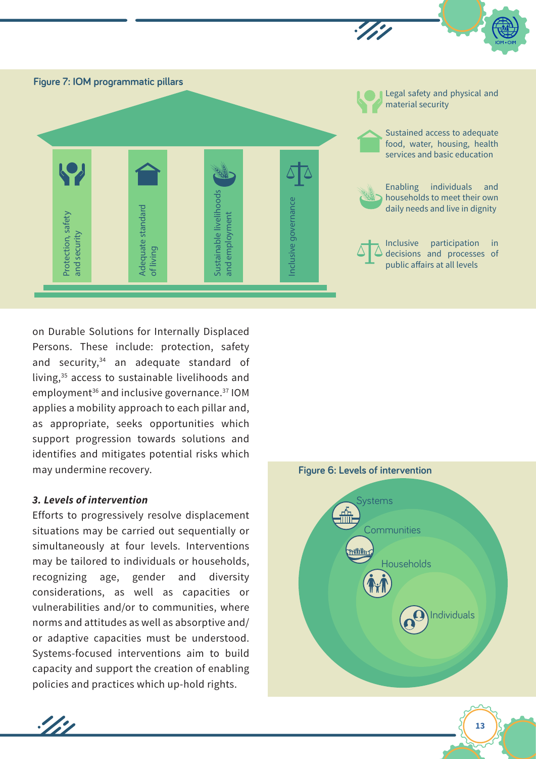**Figure 7: IOM programmatic pillars**

- Protection, safety and security — Legal safety and physical and material security
- Adequate standard of living — Sustained access to adequate food, water, housing, health services and basic education
- Sustainable livelihoods and employment — Enabling individuals and households to meet their own daily needs and live in dignity
- Inclusive governance — Inclusive participation in decisions and processes of public affairs at all levels

on Durable Solutions for Internally Displaced Persons. These include: protection, safety and security,[34] an adequate standard of living,[35] access to sustainable livelihoods and employment[36] and inclusive governance.[37] IOM applies a mobility approach to each pillar and, as appropriate, seeks opportunities which support progression towards solutions and identifies and mitigates potential risks which may undermine recovery.

***3. Levels of intervention***

Efforts to progressively resolve displacement situations may be carried out sequentially or simultaneously at four levels. Interventions may be tailored to individuals or households, recognizing age, gender and diversity considerations, as well as capacities or vulnerabilities and/or to communities, where norms and attitudes as well as absorptive and/or adaptive capacities must be understood. Systems-focused interventions aim to build capacity and support the creation of enabling policies and practices which up-hold rights.

**Figure 6: Levels of intervention**

Systems

Communities

Households

Individuals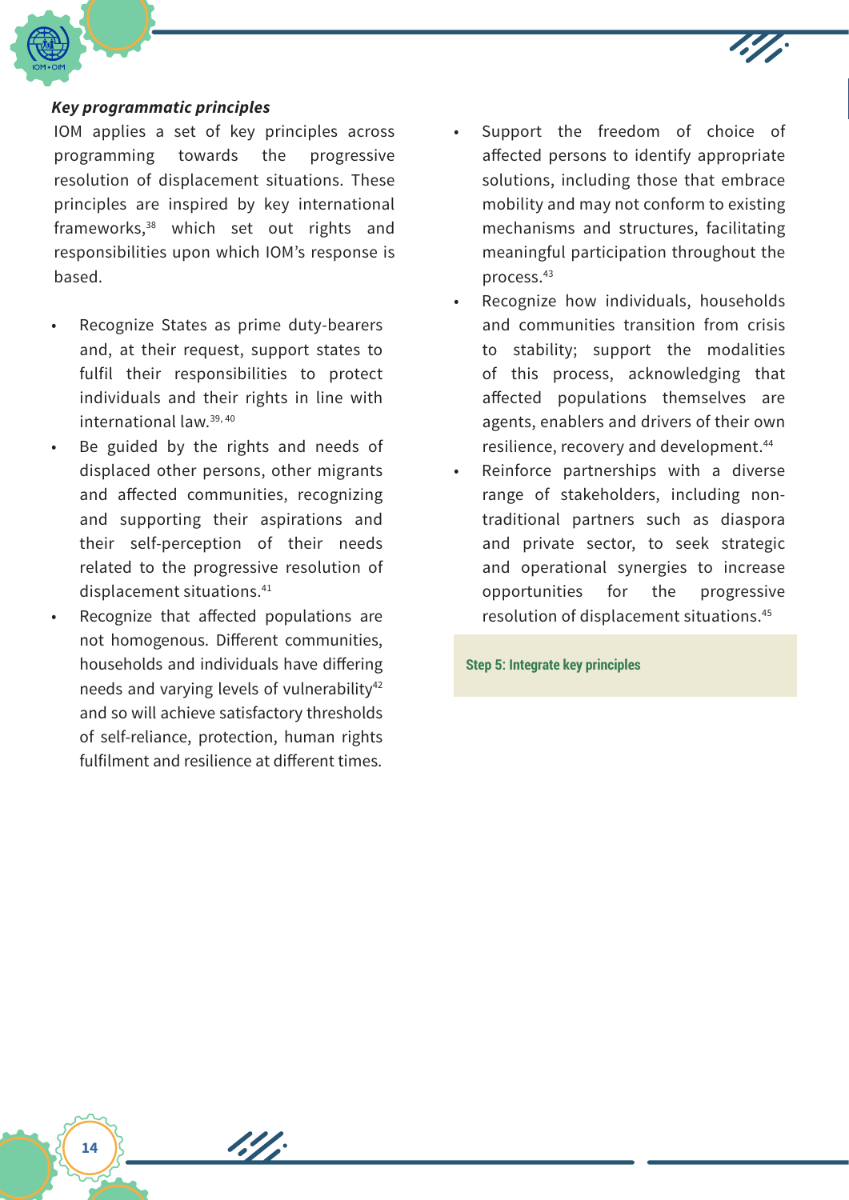***Key programmatic principles***

IOM applies a set of key principles across programming towards the progressive resolution of displacement situations. These principles are inspired by key international frameworks,[38] which set out rights and responsibilities upon which IOM's response is based.

- Recognize States as prime duty-bearers and, at their request, support states to fulfil their responsibilities to protect individuals and their rights in line with international law.[39, 40]
- Be guided by the rights and needs of displaced other persons, other migrants and affected communities, recognizing and supporting their aspirations and their self-perception of their needs related to the progressive resolution of displacement situations.[41]
- Recognize that affected populations are not homogenous. Different communities, households and individuals have differing needs and varying levels of vulnerability[42] and so will achieve satisfactory thresholds of self-reliance, protection, human rights fulfilment and resilience at different times.
- Support the freedom of choice of affected persons to identify appropriate solutions, including those that embrace mobility and may not conform to existing mechanisms and structures, facilitating meaningful participation throughout the process.[43]
- Recognize how individuals, households and communities transition from crisis to stability; support the modalities of this process, acknowledging that affected populations themselves are agents, enablers and drivers of their own resilience, recovery and development.[44]
- Reinforce partnerships with a diverse range of stakeholders, including non-traditional partners such as diaspora and private sector, to seek strategic and operational synergies to increase opportunities for the progressive resolution of displacement situations.[45]

**Step 5: Integrate key principles**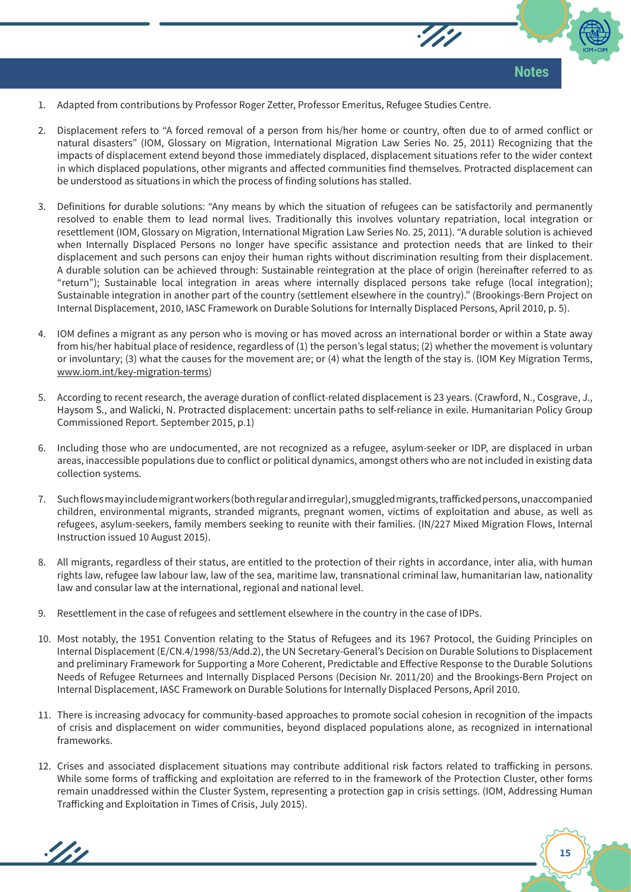## Notes

1. Adapted from contributions by Professor Roger Zetter, Professor Emeritus, Refugee Studies Centre.

2. Displacement refers to "A forced removal of a person from his/her home or country, often due to of armed conflict or natural disasters" (IOM, Glossary on Migration, International Migration Law Series No. 25, 2011) Recognizing that the impacts of displacement extend beyond those immediately displaced, displacement situations refer to the wider context in which displaced populations, other migrants and affected communities find themselves. Protracted displacement can be understood as situations in which the process of finding solutions has stalled.

3. Definitions for durable solutions: "Any means by which the situation of refugees can be satisfactorily and permanently resolved to enable them to lead normal lives. Traditionally this involves voluntary repatriation, local integration or resettlement (IOM, Glossary on Migration, International Migration Law Series No. 25, 2011). "A durable solution is achieved when Internally Displaced Persons no longer have specific assistance and protection needs that are linked to their displacement and such persons can enjoy their human rights without discrimination resulting from their displacement. A durable solution can be achieved through: Sustainable reintegration at the place of origin (hereinafter referred to as "return"); Sustainable local integration in areas where internally displaced persons take refuge (local integration); Sustainable integration in another part of the country (settlement elsewhere in the country)." (Brookings-Bern Project on Internal Displacement, 2010, IASC Framework on Durable Solutions for Internally Displaced Persons, April 2010, p. 5).

4. IOM defines a migrant as any person who is moving or has moved across an international border or within a State away from his/her habitual place of residence, regardless of (1) the person's legal status; (2) whether the movement is voluntary or involuntary; (3) what the causes for the movement are; or (4) what the length of the stay is. (IOM Key Migration Terms, www.iom.int/key-migration-terms)

5. According to recent research, the average duration of conflict-related displacement is 23 years. (Crawford, N., Cosgrave, J., Haysom S., and Walicki, N. Protracted displacement: uncertain paths to self-reliance in exile. Humanitarian Policy Group Commissioned Report. September 2015, p.1)

6. Including those who are undocumented, are not recognized as a refugee, asylum-seeker or IDP, are displaced in urban areas, inaccessible populations due to conflict or political dynamics, amongst others who are not included in existing data collection systems.

7. Such flows may include migrant workers (both regular and irregular), smuggled migrants, trafficked persons, unaccompanied children, environmental migrants, stranded migrants, pregnant women, victims of exploitation and abuse, as well as refugees, asylum-seekers, family members seeking to reunite with their families. (IN/227 Mixed Migration Flows, Internal Instruction issued 10 August 2015).

8. All migrants, regardless of their status, are entitled to the protection of their rights in accordance, inter alia, with human rights law, refugee law labour law, law of the sea, maritime law, transnational criminal law, humanitarian law, nationality law and consular law at the international, regional and national level.

9. Resettlement in the case of refugees and settlement elsewhere in the country in the case of IDPs.

10. Most notably, the 1951 Convention relating to the Status of Refugees and its 1967 Protocol, the Guiding Principles on Internal Displacement (E/CN.4/1998/53/Add.2), the UN Secretary-General's Decision on Durable Solutions to Displacement and preliminary Framework for Supporting a More Coherent, Predictable and Effective Response to the Durable Solutions Needs of Refugee Returnees and Internally Displaced Persons (Decision Nr. 2011/20) and the Brookings-Bern Project on Internal Displacement, IASC Framework on Durable Solutions for Internally Displaced Persons, April 2010.

11. There is increasing advocacy for community-based approaches to promote social cohesion in recognition of the impacts of crisis and displacement on wider communities, beyond displaced populations alone, as recognized in international frameworks.

12. Crises and associated displacement situations may contribute additional risk factors related to trafficking in persons. While some forms of trafficking and exploitation are referred to in the framework of the Protection Cluster, other forms remain unaddressed within the Cluster System, representing a protection gap in crisis settings. (IOM, Addressing Human Trafficking and Exploitation in Times of Crisis, July 2015).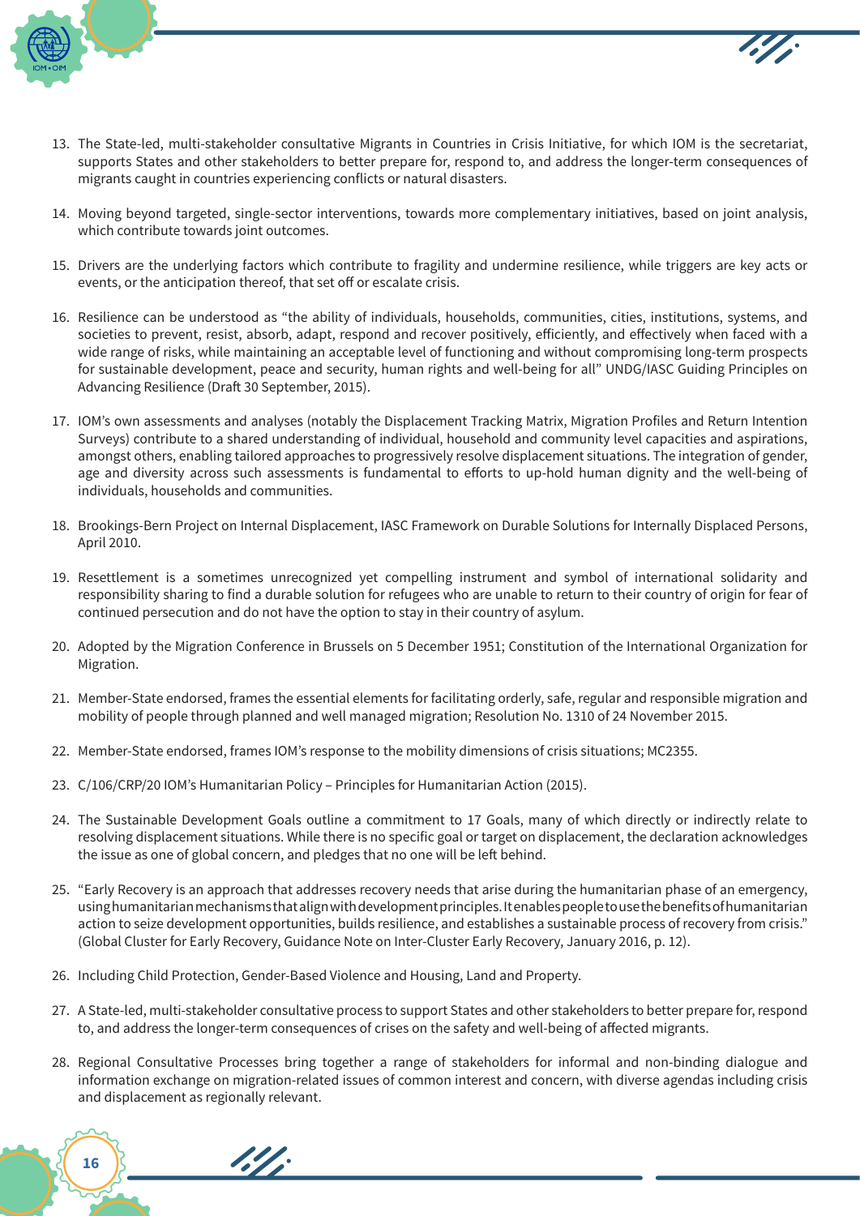13. The State-led, multi-stakeholder consultative Migrants in Countries in Crisis Initiative, for which IOM is the secretariat, supports States and other stakeholders to better prepare for, respond to, and address the longer-term consequences of migrants caught in countries experiencing conflicts or natural disasters.

14. Moving beyond targeted, single-sector interventions, towards more complementary initiatives, based on joint analysis, which contribute towards joint outcomes.

15. Drivers are the underlying factors which contribute to fragility and undermine resilience, while triggers are key acts or events, or the anticipation thereof, that set off or escalate crisis.

16. Resilience can be understood as "the ability of individuals, households, communities, cities, institutions, systems, and societies to prevent, resist, absorb, adapt, respond and recover positively, efficiently, and effectively when faced with a wide range of risks, while maintaining an acceptable level of functioning and without compromising long-term prospects for sustainable development, peace and security, human rights and well-being for all" UNDG/IASC Guiding Principles on Advancing Resilience (Draft 30 September, 2015).

17. IOM's own assessments and analyses (notably the Displacement Tracking Matrix, Migration Profiles and Return Intention Surveys) contribute to a shared understanding of individual, household and community level capacities and aspirations, amongst others, enabling tailored approaches to progressively resolve displacement situations. The integration of gender, age and diversity across such assessments is fundamental to efforts to up-hold human dignity and the well-being of individuals, households and communities.

18. Brookings-Bern Project on Internal Displacement, IASC Framework on Durable Solutions for Internally Displaced Persons, April 2010.

19. Resettlement is a sometimes unrecognized yet compelling instrument and symbol of international solidarity and responsibility sharing to find a durable solution for refugees who are unable to return to their country of origin for fear of continued persecution and do not have the option to stay in their country of asylum.

20. Adopted by the Migration Conference in Brussels on 5 December 1951; Constitution of the International Organization for Migration.

21. Member-State endorsed, frames the essential elements for facilitating orderly, safe, regular and responsible migration and mobility of people through planned and well managed migration; Resolution No. 1310 of 24 November 2015.

22. Member-State endorsed, frames IOM's response to the mobility dimensions of crisis situations; MC2355.

23. C/106/CRP/20 IOM's Humanitarian Policy – Principles for Humanitarian Action (2015).

24. The Sustainable Development Goals outline a commitment to 17 Goals, many of which directly or indirectly relate to resolving displacement situations. While there is no specific goal or target on displacement, the declaration acknowledges the issue as one of global concern, and pledges that no one will be left behind.

25. "Early Recovery is an approach that addresses recovery needs that arise during the humanitarian phase of an emergency, using humanitarian mechanisms that align with development principles. It enables people to use the benefits of humanitarian action to seize development opportunities, builds resilience, and establishes a sustainable process of recovery from crisis." (Global Cluster for Early Recovery, Guidance Note on Inter-Cluster Early Recovery, January 2016, p. 12).

26. Including Child Protection, Gender-Based Violence and Housing, Land and Property.

27. A State-led, multi-stakeholder consultative process to support States and other stakeholders to better prepare for, respond to, and address the longer-term consequences of crises on the safety and well-being of affected migrants.

28. Regional Consultative Processes bring together a range of stakeholders for informal and non-binding dialogue and information exchange on migration-related issues of common interest and concern, with diverse agendas including crisis and displacement as regionally relevant.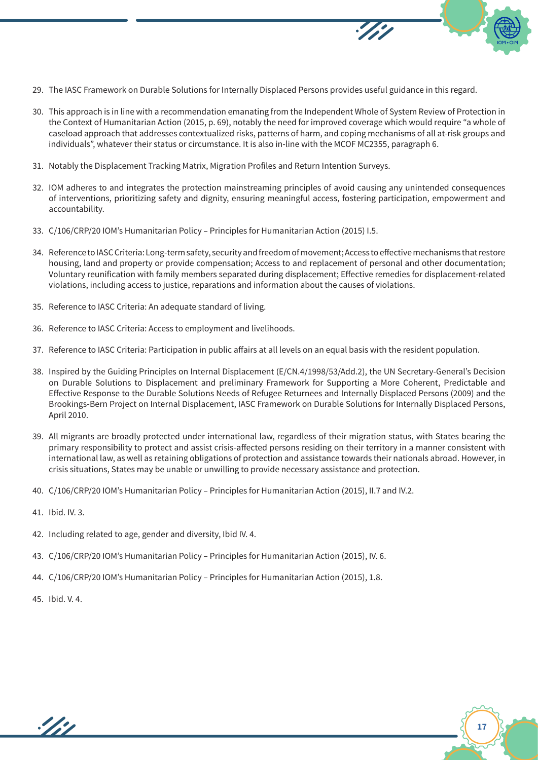29. The IASC Framework on Durable Solutions for Internally Displaced Persons provides useful guidance in this regard.
30. This approach is in line with a recommendation emanating from the Independent Whole of System Review of Protection in the Context of Humanitarian Action (2015, p. 69), notably the need for improved coverage which would require "a whole of caseload approach that addresses contextualized risks, patterns of harm, and coping mechanisms of all at-risk groups and individuals", whatever their status or circumstance. It is also in-line with the MCOF MC2355, paragraph 6.
31. Notably the Displacement Tracking Matrix, Migration Profiles and Return Intention Surveys.
32. IOM adheres to and integrates the protection mainstreaming principles of avoid causing any unintended consequences of interventions, prioritizing safety and dignity, ensuring meaningful access, fostering participation, empowerment and accountability.
33. C/106/CRP/20 IOM's Humanitarian Policy – Principles for Humanitarian Action (2015) I.5.
34. Reference to IASC Criteria: Long-term safety, security and freedom of movement; Access to effective mechanisms that restore housing, land and property or provide compensation; Access to and replacement of personal and other documentation; Voluntary reunification with family members separated during displacement; Effective remedies for displacement-related violations, including access to justice, reparations and information about the causes of violations.
35. Reference to IASC Criteria: An adequate standard of living.
36. Reference to IASC Criteria: Access to employment and livelihoods.
37. Reference to IASC Criteria: Participation in public affairs at all levels on an equal basis with the resident population.
38. Inspired by the Guiding Principles on Internal Displacement (E/CN.4/1998/53/Add.2), the UN Secretary-General's Decision on Durable Solutions to Displacement and preliminary Framework for Supporting a More Coherent, Predictable and Effective Response to the Durable Solutions Needs of Refugee Returnees and Internally Displaced Persons (2009) and the Brookings-Bern Project on Internal Displacement, IASC Framework on Durable Solutions for Internally Displaced Persons, April 2010.
39. All migrants are broadly protected under international law, regardless of their migration status, with States bearing the primary responsibility to protect and assist crisis-affected persons residing on their territory in a manner consistent with international law, as well as retaining obligations of protection and assistance towards their nationals abroad. However, in crisis situations, States may be unable or unwilling to provide necessary assistance and protection.
40. C/106/CRP/20 IOM's Humanitarian Policy – Principles for Humanitarian Action (2015), II.7 and IV.2.
41. Ibid. IV. 3.
42. Including related to age, gender and diversity, Ibid IV. 4.
43. C/106/CRP/20 IOM's Humanitarian Policy – Principles for Humanitarian Action (2015), IV. 6.
44. C/106/CRP/20 IOM's Humanitarian Policy – Principles for Humanitarian Action (2015), 1.8.
45. Ibid. V. 4.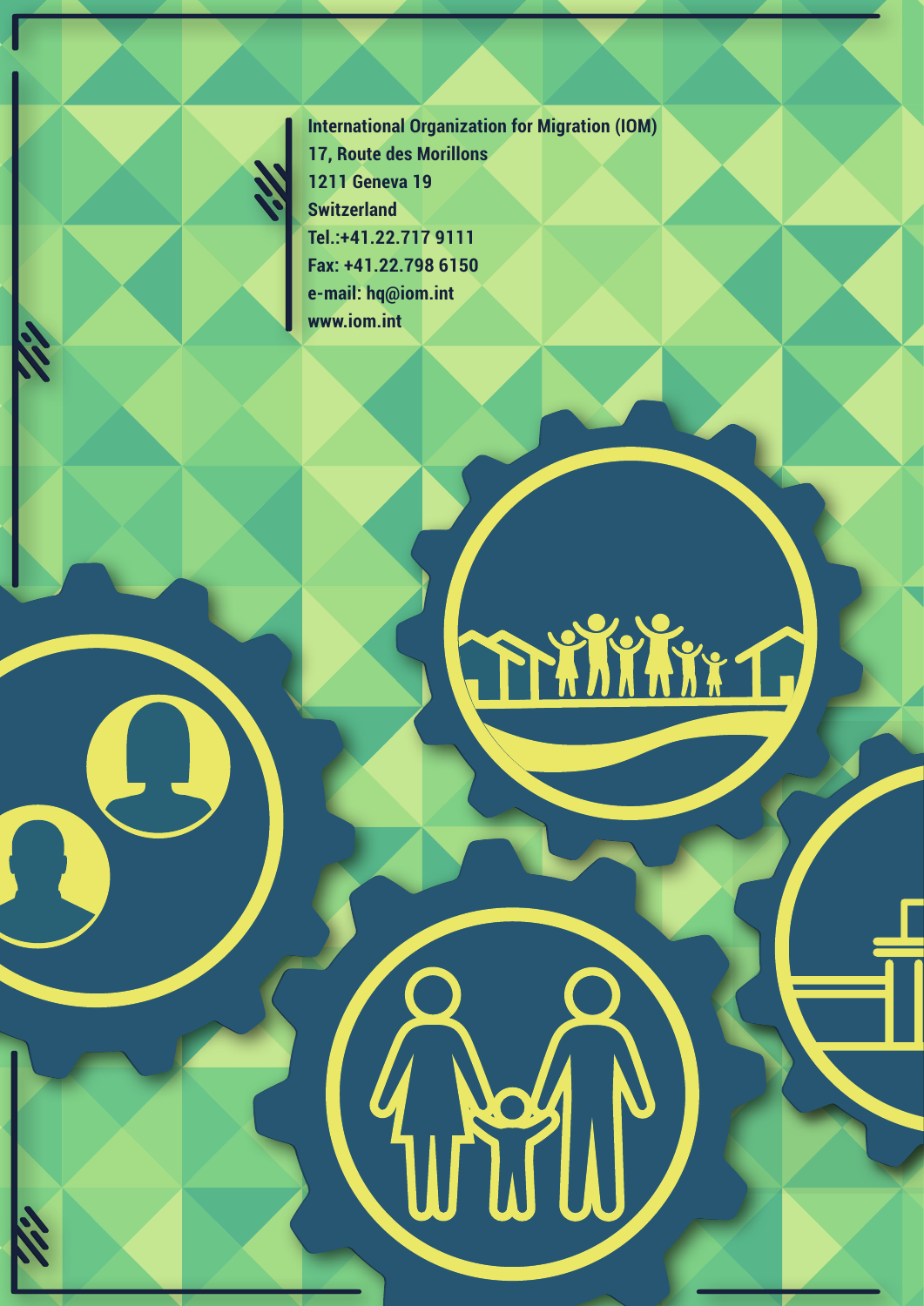**International Organization for Migration (IOM)**
**17, Route des Morillons**
**1211 Geneva 19**
**Switzerland**
**Tel.:+41.22.717 9111**
**Fax: +41.22.798 6150**
**e-mail: hq@iom.int**
**www.iom.int**